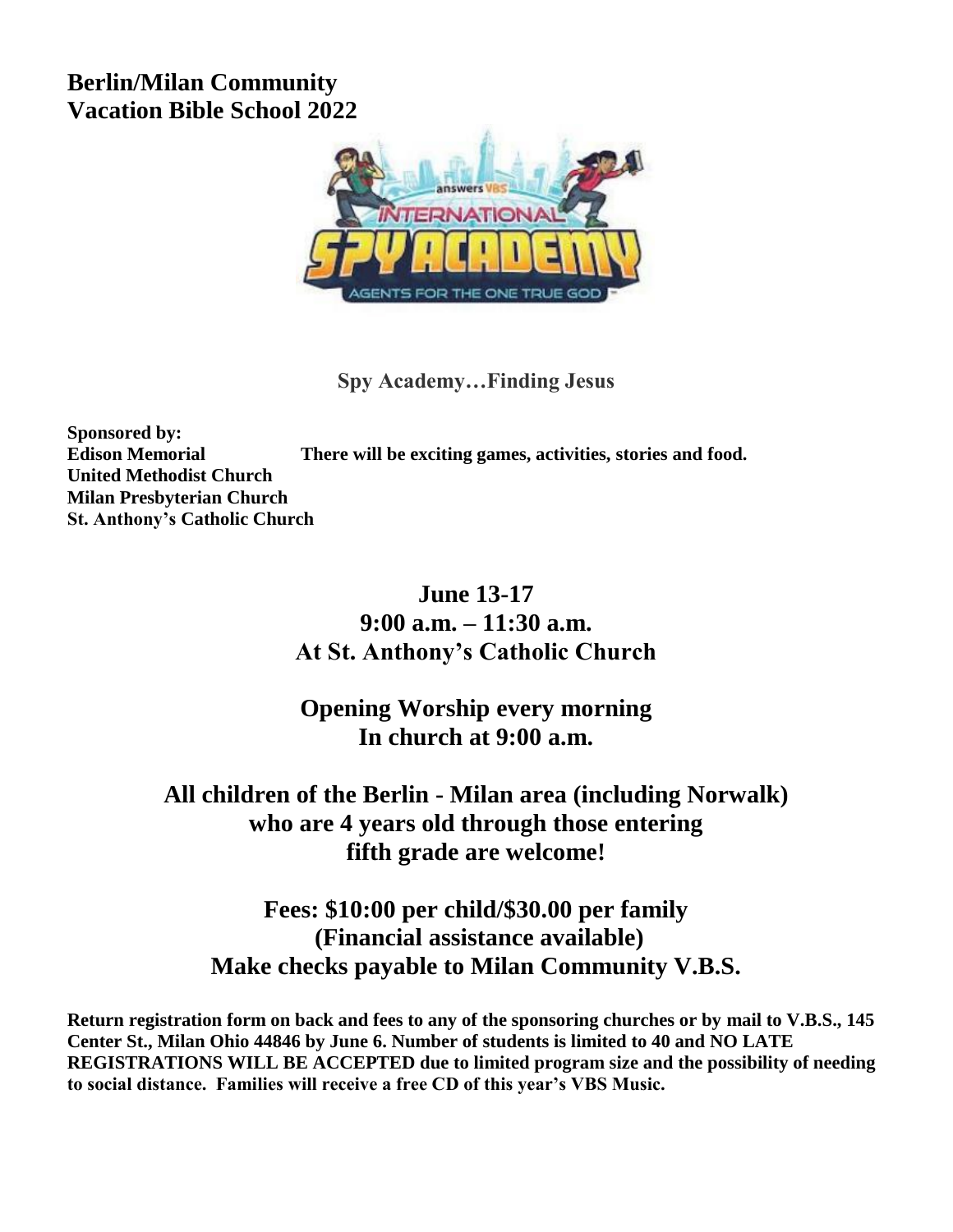# Berlin/Milan Community Vacation Bible School 2022

**Spy Academy…Finding Jesus**

**Sponsored by:**
**Edison Memorial United Methodist Church**
**Milan Presbyterian Church**
**St. Anthony's Catholic Church**

**There will be exciting games, activities, stories and food.**

## June 13-17
## 9:00 a.m. – 11:30 a.m.
## At St. Anthony's Catholic Church

## Opening Worship every morning
## In church at 9:00 a.m.

## All children of the Berlin - Milan area (including Norwalk) who are 4 years old through those entering fifth grade are welcome!

## Fees: $10:00 per child/$30.00 per family
## (Financial assistance available)
## Make checks payable to Milan Community V.B.S.

**Return registration form on back and fees to any of the sponsoring churches or by mail to V.B.S., 145 Center St., Milan Ohio 44846 by June 6. Number of students is limited to 40 and NO LATE REGISTRATIONS WILL BE ACCEPTED due to limited program size and the possibility of needing to social distance. Families will receive a free CD of this year's VBS Music.**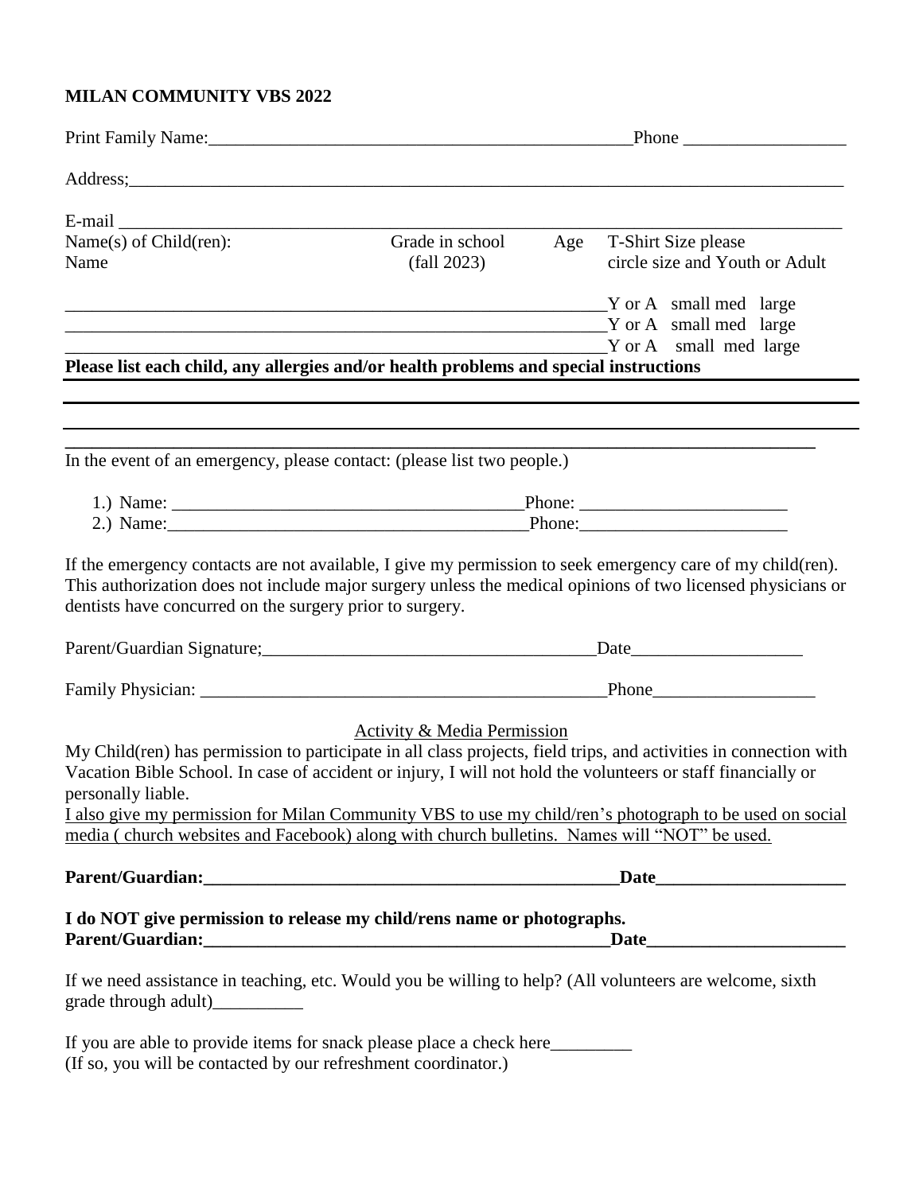**MILAN COMMUNITY VBS 2022**

Print Family Name:_________________________________________________Phone __________________

Address;_________________________________________________________________________________

E-mail __________________________________________________________________________________

| Name(s) of Child(ren): Name | Grade in school (fall 2023) | Age | T-Shirt Size please circle size and Youth or Adult |
|---|---|---|---|
| | | | Y or A small med large |
| | | | Y or A small med large |
| | | | Y or A small med large |

**Please list each child, any allergies and/or health problems and special instructions**

_________________________________________________________________________________________

_________________________________________________________________________________________

_________________________________________________________________________________________

In the event of an emergency, please contact: (please list two people.)

1.) Name: _______________________________________Phone: _______________________

2.) Name:_______________________________________Phone:_______________________

If the emergency contacts are not available, I give my permission to seek emergency care of my child(ren). This authorization does not include major surgery unless the medical opinions of two licensed physicians or dentists have concurred on the surgery prior to surgery.

Parent/Guardian Signature;_____________________________________Date___________________

Family Physician: ____________________________________________Phone__________________

Activity & Media Permission

My Child(ren) has permission to participate in all class projects, field trips, and activities in connection with Vacation Bible School. In case of accident or injury, I will not hold the volunteers or staff financially or personally liable.

I also give my permission for Milan Community VBS to use my child/ren's photograph to be used on social media ( church websites and Facebook) along with church bulletins. Names will "NOT" be used.

**Parent/Guardian:_______________________________________________Date_____________________**

**I do NOT give permission to release my child/rens name or photographs.**
**Parent/Guardian:_______________________________________________Date______________________**

If we need assistance in teaching, etc. Would you be willing to help? (All volunteers are welcome, sixth grade through adult)__________

If you are able to provide items for snack please place a check here_________
(If so, you will be contacted by our refreshment coordinator.)